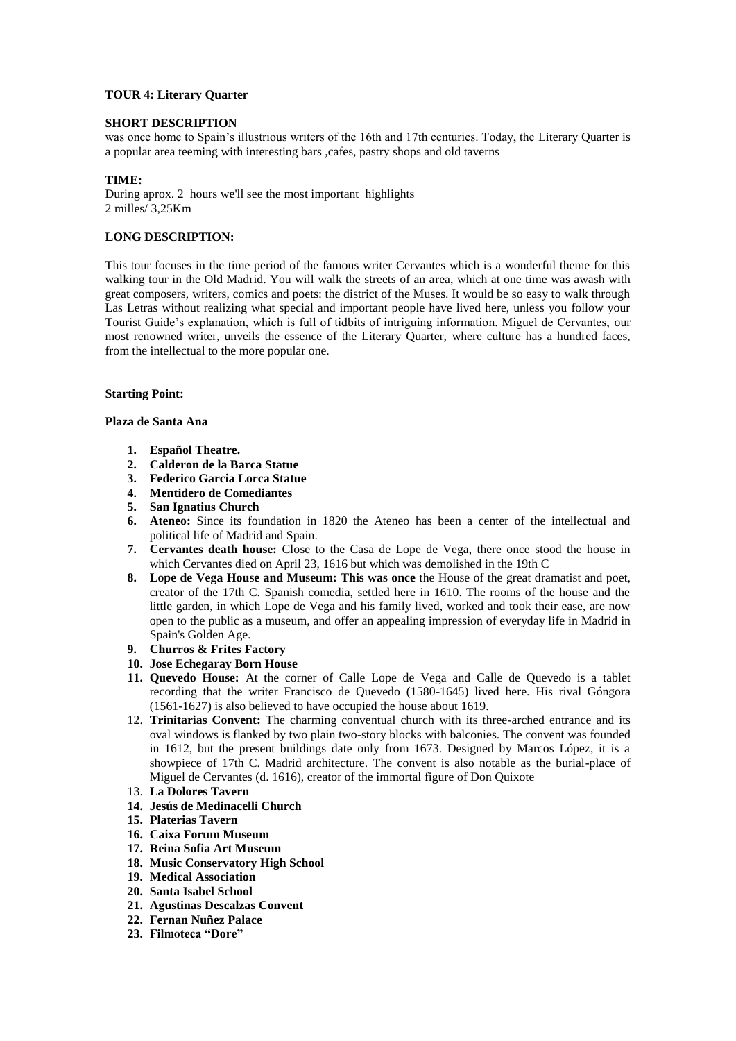**TOUR 4: Literary Quarter**

**SHORT DESCRIPTION**

was once home to Spain's illustrious writers of the 16th and 17th centuries. Today, the Literary Quarter is a popular area teeming with interesting bars ,cafes, pastry shops and old taverns

**TIME:**

During aprox. 2 hours we'll see the most important highlights
2 milles/ 3,25Km

**LONG DESCRIPTION:**

This tour focuses in the time period of the famous writer Cervantes which is a wonderful theme for this walking tour in the Old Madrid. You will walk the streets of an area, which at one time was awash with great composers, writers, comics and poets: the district of the Muses. It would be so easy to walk through Las Letras without realizing what special and important people have lived here, unless you follow your Tourist Guide's explanation, which is full of tidbits of intriguing information. Miguel de Cervantes, our most renowned writer, unveils the essence of the Literary Quarter, where culture has a hundred faces, from the intellectual to the more popular one.

**Starting Point:**

**Plaza de Santa Ana**

1. **Español Theatre.**
2. **Calderon de la Barca Statue**
3. **Federico Garcia Lorca Statue**
4. **Mentidero de Comediantes**
5. **San Ignatius Church**
6. **Ateneo:** Since its foundation in 1820 the Ateneo has been a center of the intellectual and political life of Madrid and Spain.
7. **Cervantes death house:** Close to the Casa de Lope de Vega, there once stood the house in which Cervantes died on April 23, 1616 but which was demolished in the 19th C
8. **Lope de Vega House and Museum: This was once** the House of the great dramatist and poet, creator of the 17th C. Spanish comedia, settled here in 1610. The rooms of the house and the little garden, in which Lope de Vega and his family lived, worked and took their ease, are now open to the public as a museum, and offer an appealing impression of everyday life in Madrid in Spain's Golden Age.
9. **Churros & Frites Factory**
10. **Jose Echegaray Born House**
11. **Quevedo House:** At the corner of Calle Lope de Vega and Calle de Quevedo is a tablet recording that the writer Francisco de Quevedo (1580-1645) lived here. His rival Góngora (1561-1627) is also believed to have occupied the house about 1619.
12. **Trinitarias Convent:** The charming conventual church with its three-arched entrance and its oval windows is flanked by two plain two-story blocks with balconies. The convent was founded in 1612, but the present buildings date only from 1673. Designed by Marcos López, it is a showpiece of 17th C. Madrid architecture. The convent is also notable as the burial-place of Miguel de Cervantes (d. 1616), creator of the immortal figure of Don Quixote
13. **La Dolores Tavern**
14. **Jesús de Medinacelli Church**
15. **Platerias Tavern**
16. **Caixa Forum Museum**
17. **Reina Sofia Art Museum**
18. **Music Conservatory High School**
19. **Medical Association**
20. **Santa Isabel School**
21. **Agustinas Descalzas Convent**
22. **Fernan Nuñez Palace**
23. **Filmoteca "Dore"**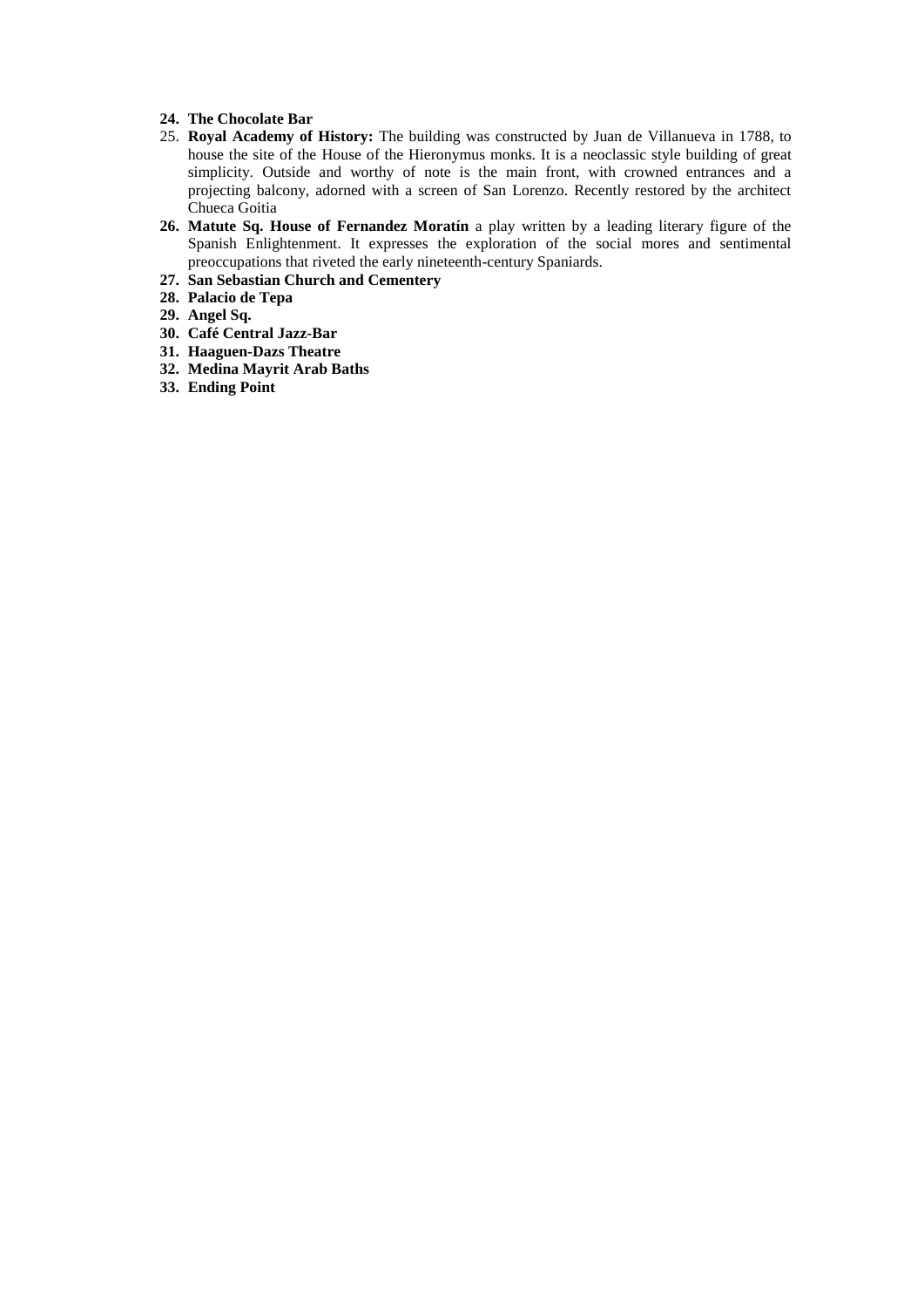24. **The Chocolate Bar**
25. **Royal Academy of History:** The building was constructed by Juan de Villanueva in 1788, to house the site of the House of the Hieronymus monks. It is a neoclassic style building of great simplicity. Outside and worthy of note is the main front, with crowned entrances and a projecting balcony, adorned with a screen of San Lorenzo. Recently restored by the architect Chueca Goitia
26. **Matute Sq. House of Fernandez Moratín** a play written by a leading literary figure of the Spanish Enlightenment. It expresses the exploration of the social mores and sentimental preoccupations that riveted the early nineteenth-century Spaniards.
27. **San Sebastian Church and Cementery**
28. **Palacio de Tepa**
29. **Angel Sq.**
30. **Café Central Jazz-Bar**
31. **Haaguen-Dazs Theatre**
32. **Medina Mayrit Arab Baths**
33. **Ending Point**